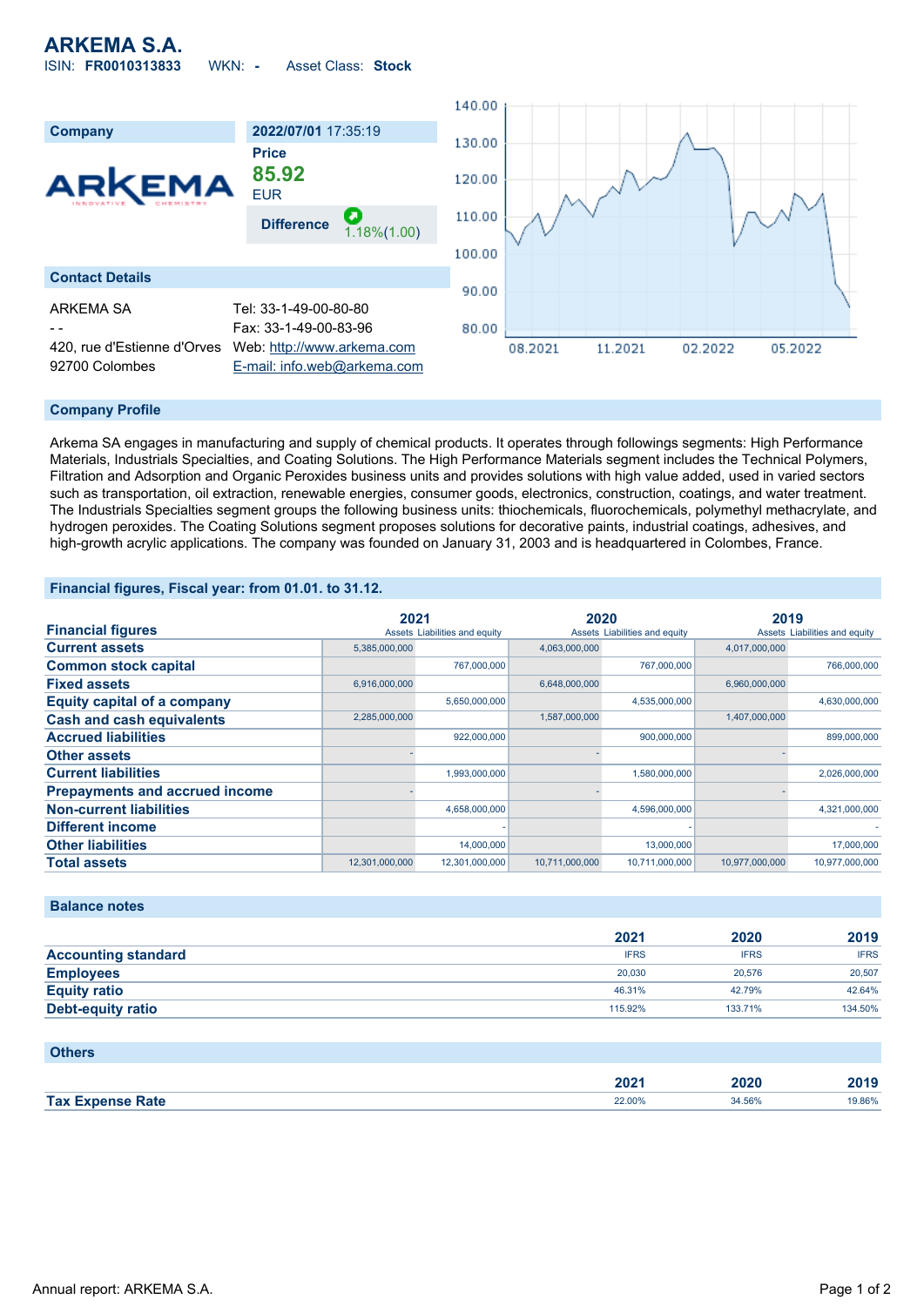# ARKEMA S.A.

ISIN: **FR0010313833** WKN: **-** Asset Class: **Stock**

| Company | 2022/07/01 17:35:19 |
|---|---|
| ARKEMA | Price **85.92** EUR |
| | Difference 1.18%(1.00) |

## Contact Details

| | |
|---|---|
| ARKEMA SA | Tel: 33-1-49-00-80-80 |
| - - | Fax: 33-1-49-00-83-96 |
| 420, rue d'Estienne d'Orves | Web: http://www.arkema.com |
| 92700 Colombes | E-mail: info.web@arkema.com |

## Company Profile

Arkema SA engages in manufacturing and supply of chemical products. It operates through followings segments: High Performance Materials, Industrials Specialties, and Coating Solutions. The High Performance Materials segment includes the Technical Polymers, Filtration and Adsorption and Organic Peroxides business units and provides solutions with high value added, used in varied sectors such as transportation, oil extraction, renewable energies, consumer goods, electronics, construction, coatings, and water treatment. The Industrials Specialties segment groups the following business units: thiochemicals, fluorochemicals, polymethyl methacrylate, and hydrogen peroxides. The Coating Solutions segment proposes solutions for decorative paints, industrial coatings, adhesives, and high-growth acrylic applications. The company was founded on January 31, 2003 and is headquartered in Colombes, France.

## Financial figures, Fiscal year: from 01.01. to 31.12.

| Financial figures | 2021 Assets | 2021 Liabilities and equity | 2020 Assets | 2020 Liabilities and equity | 2019 Assets | 2019 Liabilities and equity |
|---|---|---|---|---|---|---|
| Current assets | 5,385,000,000 | | 4,063,000,000 | | 4,017,000,000 | |
| Common stock capital | | 767,000,000 | | 767,000,000 | | 766,000,000 |
| Fixed assets | 6,916,000,000 | | 6,648,000,000 | | 6,960,000,000 | |
| Equity capital of a company | | 5,650,000,000 | | 4,535,000,000 | | 4,630,000,000 |
| Cash and cash equivalents | 2,285,000,000 | | 1,587,000,000 | | 1,407,000,000 | |
| Accrued liabilities | | 922,000,000 | | 900,000,000 | | 899,000,000 |
| Other assets | - | | - | | - | |
| Current liabilities | | 1,993,000,000 | | 1,580,000,000 | | 2,026,000,000 |
| Prepayments and accrued income | - | | - | | - | |
| Non-current liabilities | | 4,658,000,000 | | 4,596,000,000 | | 4,321,000,000 |
| Different income | | - | | - | | - |
| Other liabilities | | 14,000,000 | | 13,000,000 | | 17,000,000 |
| Total assets | 12,301,000,000 | 12,301,000,000 | 10,711,000,000 | 10,711,000,000 | 10,977,000,000 | 10,977,000,000 |

## Balance notes

| | 2021 | 2020 | 2019 |
|---|---|---|---|
| Accounting standard | IFRS | IFRS | IFRS |
| Employees | 20,030 | 20,576 | 20,507 |
| Equity ratio | 46.31% | 42.79% | 42.64% |
| Debt-equity ratio | 115.92% | 133.71% | 134.50% |

## Others

| | 2021 | 2020 | 2019 |
|---|---|---|---|
| Tax Expense Rate | 22.00% | 34.56% | 19.86% |

Annual report: ARKEMA S.A.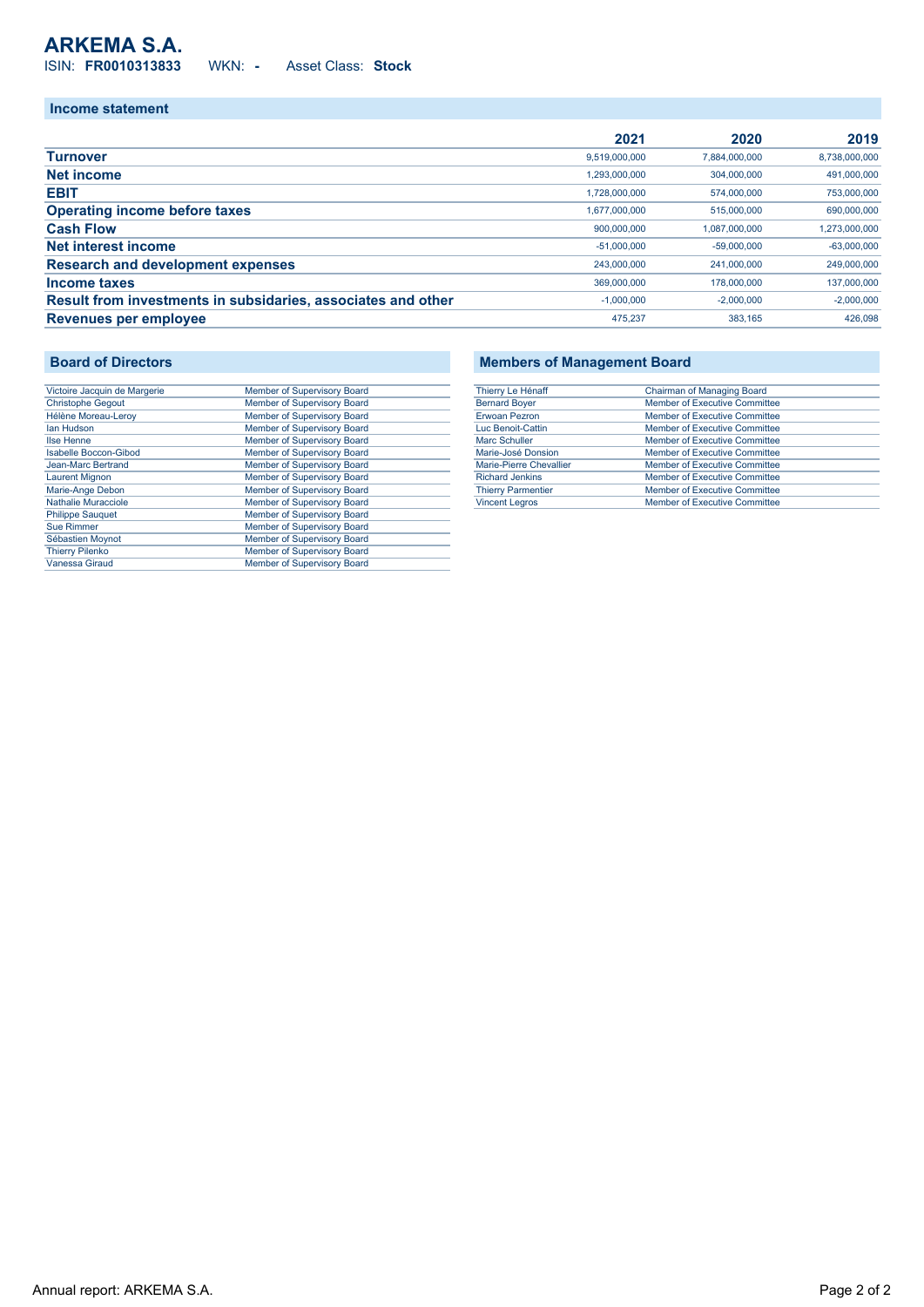# ARKEMA S.A.

ISIN: **FR0010313833** WKN: **-** Asset Class: **Stock**

## Income statement

| | 2021 | 2020 | 2019 |
|---|---|---|---|
| **Turnover** | 9,519,000,000 | 7,884,000,000 | 8,738,000,000 |
| **Net income** | 1,293,000,000 | 304,000,000 | 491,000,000 |
| **EBIT** | 1,728,000,000 | 574,000,000 | 753,000,000 |
| **Operating income before taxes** | 1,677,000,000 | 515,000,000 | 690,000,000 |
| **Cash Flow** | 900,000,000 | 1,087,000,000 | 1,273,000,000 |
| **Net interest income** | -51,000,000 | -59,000,000 | -63,000,000 |
| **Research and development expenses** | 243,000,000 | 241,000,000 | 249,000,000 |
| **Income taxes** | 369,000,000 | 178,000,000 | 137,000,000 |
| **Result from investments in subsidaries, associates and other** | -1,000,000 | -2,000,000 | -2,000,000 |
| **Revenues per employee** | 475,237 | 383,165 | 426,098 |

## Board of Directors

| | |
|---|---|
| Victoire Jacquin de Margerie | Member of Supervisory Board |
| Christophe Gegout | Member of Supervisory Board |
| Hélène Moreau-Leroy | Member of Supervisory Board |
| Ian Hudson | Member of Supervisory Board |
| Ilse Henne | Member of Supervisory Board |
| Isabelle Boccon-Gibod | Member of Supervisory Board |
| Jean-Marc Bertrand | Member of Supervisory Board |
| Laurent Mignon | Member of Supervisory Board |
| Marie-Ange Debon | Member of Supervisory Board |
| Nathalie Muracciole | Member of Supervisory Board |
| Philippe Sauquet | Member of Supervisory Board |
| Sue Rimmer | Member of Supervisory Board |
| Sébastien Moynot | Member of Supervisory Board |
| Thierry Pilenko | Member of Supervisory Board |
| Vanessa Giraud | Member of Supervisory Board |

## Members of Management Board

| | |
|---|---|
| Thierry Le Hénaff | Chairman of Managing Board |
| Bernard Boyer | Member of Executive Committee |
| Erwoan Pezron | Member of Executive Committee |
| Luc Benoit-Cattin | Member of Executive Committee |
| Marc Schuller | Member of Executive Committee |
| Marie-José Donsion | Member of Executive Committee |
| Marie-Pierre Chevallier | Member of Executive Committee |
| Richard Jenkins | Member of Executive Committee |
| Thierry Parmentier | Member of Executive Committee |
| Vincent Legros | Member of Executive Committee |